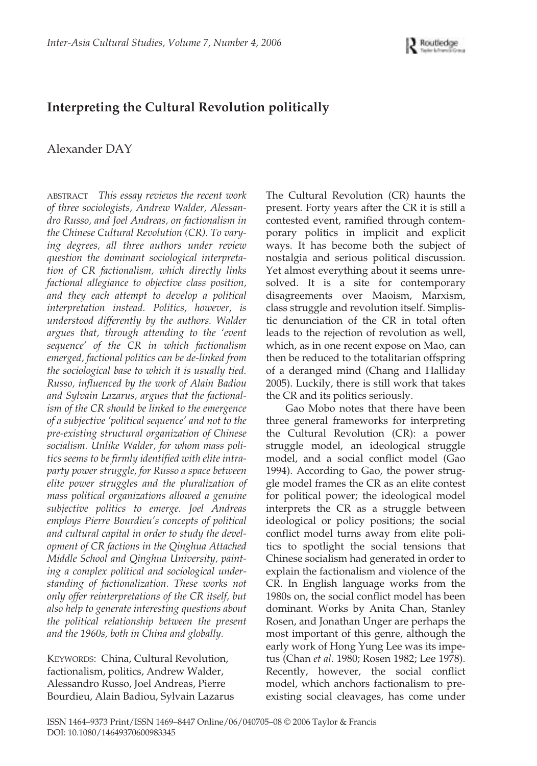# Interpreting the Cultural Revolution politically

Alexander DAY

ABSTRACT *This essay reviews the recent work of three sociologists, Andrew Walder, Alessandro Russo, and Joel Andreas, on factionalism in the Chinese Cultural Revolution (CR). To varying degrees, all three authors under review question the dominant sociological interpretation of CR factionalism, which directly links factional allegiance to objective class position, and they each attempt to develop a political interpretation instead. Politics, however, is understood differently by the authors. Walder argues that, through attending to the 'event sequence' of the CR in which factionalism emerged, factional politics can be de-linked from the sociological base to which it is usually tied. Russo, influenced by the work of Alain Badiou and Sylvain Lazarus, argues that the factionalism of the CR should be linked to the emergence of a subjective 'political sequence' and not to the pre-existing structural organization of Chinese socialism. Unlike Walder, for whom mass politics seems to be firmly identified with elite intra-party power struggle, for Russo a space between elite power struggles and the pluralization of mass political organizations allowed a genuine subjective politics to emerge. Joel Andreas employs Pierre Bourdieu's concepts of political and cultural capital in order to study the development of CR factions in the Qinghua Attached Middle School and Qinghua University, painting a complex political and sociological understanding of factionalization. These works not only offer reinterpretations of the CR itself, but also help to generate interesting questions about the political relationship between the present and the 1960s, both in China and globally.*

KEYWORDS: China, Cultural Revolution, factionalism, politics, Andrew Walder, Alessandro Russo, Joel Andreas, Pierre Bourdieu, Alain Badiou, Sylvain Lazarus

The Cultural Revolution (CR) haunts the present. Forty years after the CR it is still a contested event, ramified through contemporary politics in implicit and explicit ways. It has become both the subject of nostalgia and serious political discussion. Yet almost everything about it seems unresolved. It is a site for contemporary disagreements over Maoism, Marxism, class struggle and revolution itself. Simplistic denunciation of the CR in total often leads to the rejection of revolution as well, which, as in one recent expose on Mao, can then be reduced to the totalitarian offspring of a deranged mind (Chang and Halliday 2005). Luckily, there is still work that takes the CR and its politics seriously.

Gao Mobo notes that there have been three general frameworks for interpreting the Cultural Revolution (CR): a power struggle model, an ideological struggle model, and a social conflict model (Gao 1994). According to Gao, the power struggle model frames the CR as an elite contest for political power; the ideological model interprets the CR as a struggle between ideological or policy positions; the social conflict model turns away from elite politics to spotlight the social tensions that Chinese socialism had generated in order to explain the factionalism and violence of the CR. In English language works from the 1980s on, the social conflict model has been dominant. Works by Anita Chan, Stanley Rosen, and Jonathan Unger are perhaps the most important of this genre, although the early work of Hong Yung Lee was its impetus (Chan *et al*. 1980; Rosen 1982; Lee 1978). Recently, however, the social conflict model, which anchors factionalism to pre-existing social cleavages, has come under

ISSN 1464–9373 Print/ISSN 1469–8447 Online/06/040705–08 © 2006 Taylor & Francis
DOI: 10.1080/14649370600983345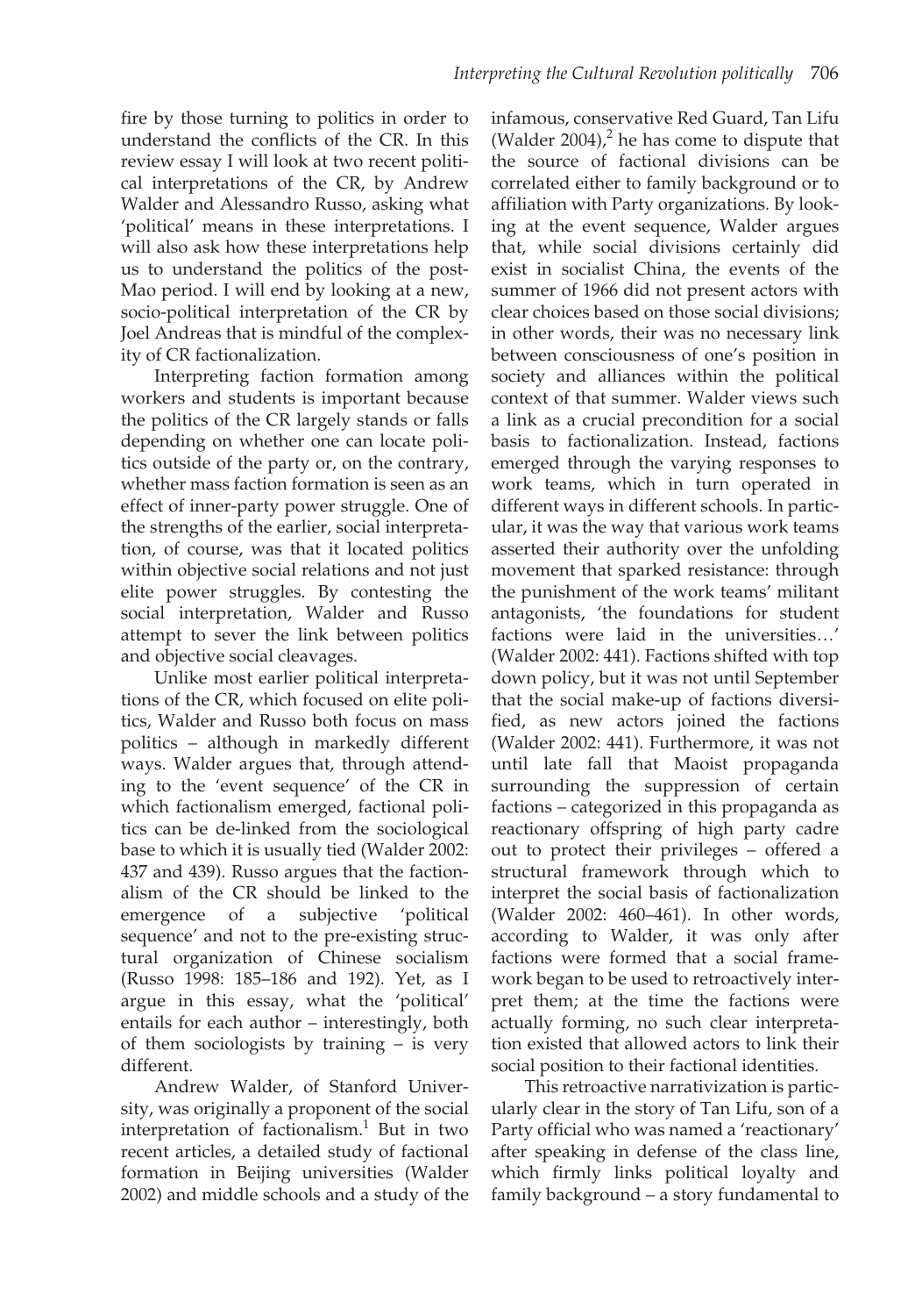fire by those turning to politics in order to understand the conflicts of the CR. In this review essay I will look at two recent political interpretations of the CR, by Andrew Walder and Alessandro Russo, asking what 'political' means in these interpretations. I will also ask how these interpretations help us to understand the politics of the post-Mao period. I will end by looking at a new, socio-political interpretation of the CR by Joel Andreas that is mindful of the complexity of CR factionalization.

Interpreting faction formation among workers and students is important because the politics of the CR largely stands or falls depending on whether one can locate politics outside of the party or, on the contrary, whether mass faction formation is seen as an effect of inner-party power struggle. One of the strengths of the earlier, social interpretation, of course, was that it located politics within objective social relations and not just elite power struggles. By contesting the social interpretation, Walder and Russo attempt to sever the link between politics and objective social cleavages.

Unlike most earlier political interpretations of the CR, which focused on elite politics, Walder and Russo both focus on mass politics – although in markedly different ways. Walder argues that, through attending to the 'event sequence' of the CR in which factionalism emerged, factional politics can be de-linked from the sociological base to which it is usually tied (Walder 2002: 437 and 439). Russo argues that the factionalism of the CR should be linked to the emergence of a subjective 'political sequence' and not to the pre-existing structural organization of Chinese socialism (Russo 1998: 185–186 and 192). Yet, as I argue in this essay, what the 'political' entails for each author – interestingly, both of them sociologists by training – is very different.

Andrew Walder, of Stanford University, was originally a proponent of the social interpretation of factionalism.[1] But in two recent articles, a detailed study of factional formation in Beijing universities (Walder 2002) and middle schools and a study of the infamous, conservative Red Guard, Tan Lifu (Walder 2004),[2] he has come to dispute that the source of factional divisions can be correlated either to family background or to affiliation with Party organizations. By looking at the event sequence, Walder argues that, while social divisions certainly did exist in socialist China, the events of the summer of 1966 did not present actors with clear choices based on those social divisions; in other words, their was no necessary link between consciousness of one's position in society and alliances within the political context of that summer. Walder views such a link as a crucial precondition for a social basis to factionalization. Instead, factions emerged through the varying responses to work teams, which in turn operated in different ways in different schools. In particular, it was the way that various work teams asserted their authority over the unfolding movement that sparked resistance: through the punishment of the work teams' militant antagonists, 'the foundations for student factions were laid in the universities…' (Walder 2002: 441). Factions shifted with top down policy, but it was not until September that the social make-up of factions diversified, as new actors joined the factions (Walder 2002: 441). Furthermore, it was not until late fall that Maoist propaganda surrounding the suppression of certain factions – categorized in this propaganda as reactionary offspring of high party cadre out to protect their privileges – offered a structural framework through which to interpret the social basis of factionalization (Walder 2002: 460–461). In other words, according to Walder, it was only after factions were formed that a social framework began to be used to retroactively interpret them; at the time the factions were actually forming, no such clear interpretation existed that allowed actors to link their social position to their factional identities.

This retroactive narrativization is particularly clear in the story of Tan Lifu, son of a Party official who was named a 'reactionary' after speaking in defense of the class line, which firmly links political loyalty and family background – a story fundamental to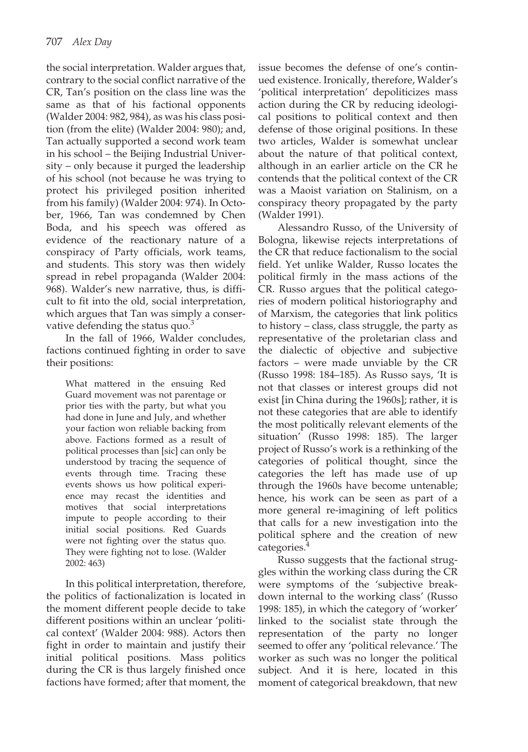the social interpretation. Walder argues that, contrary to the social conflict narrative of the CR, Tan's position on the class line was the same as that of his factional opponents (Walder 2004: 982, 984), as was his class position (from the elite) (Walder 2004: 980); and, Tan actually supported a second work team in his school – the Beijing Industrial University – only because it purged the leadership of his school (not because he was trying to protect his privileged position inherited from his family) (Walder 2004: 974). In October, 1966, Tan was condemned by Chen Boda, and his speech was offered as evidence of the reactionary nature of a conspiracy of Party officials, work teams, and students. This story was then widely spread in rebel propaganda (Walder 2004: 968). Walder's new narrative, thus, is difficult to fit into the old, social interpretation, which argues that Tan was simply a conservative defending the status quo.[3]

In the fall of 1966, Walder concludes, factions continued fighting in order to save their positions:

> What mattered in the ensuing Red Guard movement was not parentage or prior ties with the party, but what you had done in June and July, and whether your faction won reliable backing from above. Factions formed as a result of political processes than [sic] can only be understood by tracing the sequence of events through time. Tracing these events shows us how political experience may recast the identities and motives that social interpretations impute to people according to their initial social positions. Red Guards were not fighting over the status quo. They were fighting not to lose. (Walder 2002: 463)

In this political interpretation, therefore, the politics of factionalization is located in the moment different people decide to take different positions within an unclear 'political context' (Walder 2004: 988). Actors then fight in order to maintain and justify their initial political positions. Mass politics during the CR is thus largely finished once factions have formed; after that moment, the issue becomes the defense of one's continued existence. Ironically, therefore, Walder's 'political interpretation' depoliticizes mass action during the CR by reducing ideological positions to political context and then defense of those original positions. In these two articles, Walder is somewhat unclear about the nature of that political context, although in an earlier article on the CR he contends that the political context of the CR was a Maoist variation on Stalinism, on a conspiracy theory propagated by the party (Walder 1991).

Alessandro Russo, of the University of Bologna, likewise rejects interpretations of the CR that reduce factionalism to the social field. Yet unlike Walder, Russo locates the political firmly in the mass actions of the CR. Russo argues that the political categories of modern political historiography and of Marxism, the categories that link politics to history – class, class struggle, the party as representative of the proletarian class and the dialectic of objective and subjective factors – were made unviable by the CR (Russo 1998: 184–185). As Russo says, 'It is not that classes or interest groups did not exist [in China during the 1960s]; rather, it is not these categories that are able to identify the most politically relevant elements of the situation' (Russo 1998: 185). The larger project of Russo's work is a rethinking of the categories of political thought, since the categories the left has made use of up through the 1960s have become untenable; hence, his work can be seen as part of a more general re-imagining of left politics that calls for a new investigation into the political sphere and the creation of new categories.[4]

Russo suggests that the factional struggles within the working class during the CR were symptoms of the 'subjective breakdown internal to the working class' (Russo 1998: 185), in which the category of 'worker' linked to the socialist state through the representation of the party no longer seemed to offer any 'political relevance.' The worker as such was no longer the political subject. And it is here, located in this moment of categorical breakdown, that new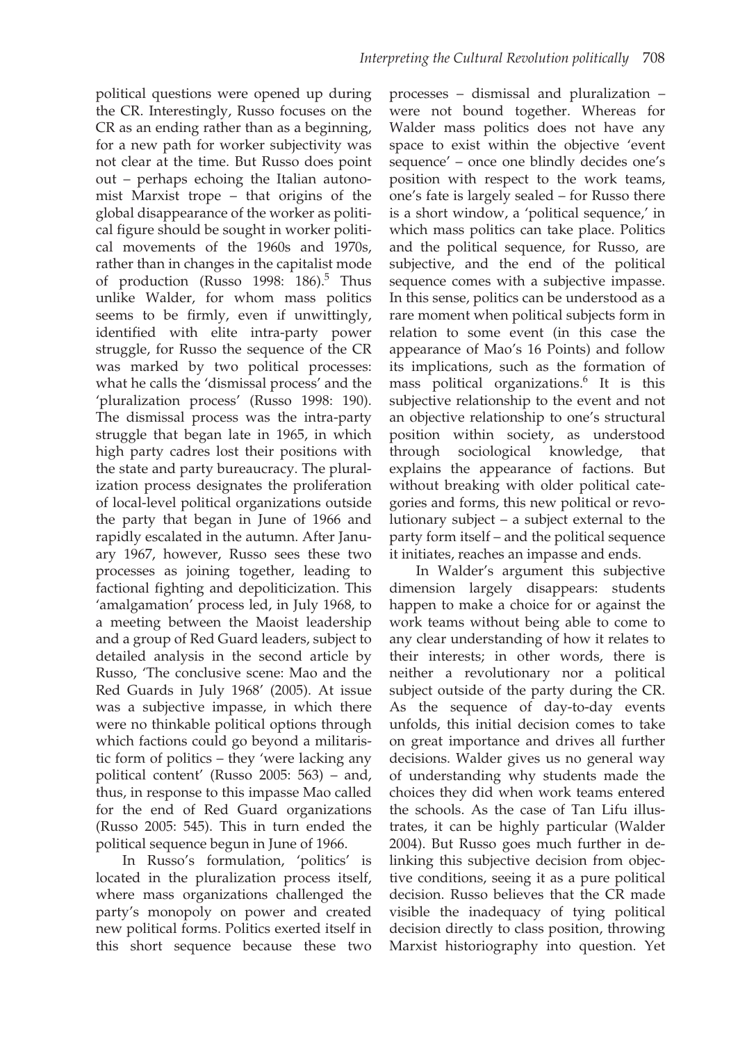political questions were opened up during the CR. Interestingly, Russo focuses on the CR as an ending rather than as a beginning, for a new path for worker subjectivity was not clear at the time. But Russo does point out – perhaps echoing the Italian autonomist Marxist trope – that origins of the global disappearance of the worker as political figure should be sought in worker political movements of the 1960s and 1970s, rather than in changes in the capitalist mode of production (Russo 1998: 186).[5] Thus unlike Walder, for whom mass politics seems to be firmly, even if unwittingly, identified with elite intra-party power struggle, for Russo the sequence of the CR was marked by two political processes: what he calls the 'dismissal process' and the 'pluralization process' (Russo 1998: 190). The dismissal process was the intra-party struggle that began late in 1965, in which high party cadres lost their positions with the state and party bureaucracy. The pluralization process designates the proliferation of local-level political organizations outside the party that began in June of 1966 and rapidly escalated in the autumn. After January 1967, however, Russo sees these two processes as joining together, leading to factional fighting and depoliticization. This 'amalgamation' process led, in July 1968, to a meeting between the Maoist leadership and a group of Red Guard leaders, subject to detailed analysis in the second article by Russo, 'The conclusive scene: Mao and the Red Guards in July 1968' (2005). At issue was a subjective impasse, in which there were no thinkable political options through which factions could go beyond a militaristic form of politics – they 'were lacking any political content' (Russo 2005: 563) – and, thus, in response to this impasse Mao called for the end of Red Guard organizations (Russo 2005: 545). This in turn ended the political sequence begun in June of 1966.

In Russo's formulation, 'politics' is located in the pluralization process itself, where mass organizations challenged the party's monopoly on power and created new political forms. Politics exerted itself in this short sequence because these two processes – dismissal and pluralization – were not bound together. Whereas for Walder mass politics does not have any space to exist within the objective 'event sequence' – once one blindly decides one's position with respect to the work teams, one's fate is largely sealed – for Russo there is a short window, a 'political sequence,' in which mass politics can take place. Politics and the political sequence, for Russo, are subjective, and the end of the political sequence comes with a subjective impasse. In this sense, politics can be understood as a rare moment when political subjects form in relation to some event (in this case the appearance of Mao's 16 Points) and follow its implications, such as the formation of mass political organizations.[6] It is this subjective relationship to the event and not an objective relationship to one's structural position within society, as understood through sociological knowledge, that explains the appearance of factions. But without breaking with older political categories and forms, this new political or revolutionary subject – a subject external to the party form itself – and the political sequence it initiates, reaches an impasse and ends.

In Walder's argument this subjective dimension largely disappears: students happen to make a choice for or against the work teams without being able to come to any clear understanding of how it relates to their interests; in other words, there is neither a revolutionary nor a political subject outside of the party during the CR. As the sequence of day-to-day events unfolds, this initial decision comes to take on great importance and drives all further decisions. Walder gives us no general way of understanding why students made the choices they did when work teams entered the schools. As the case of Tan Lifu illustrates, it can be highly particular (Walder 2004). But Russo goes much further in delinking this subjective decision from objective conditions, seeing it as a pure political decision. Russo believes that the CR made visible the inadequacy of tying political decision directly to class position, throwing Marxist historiography into question. Yet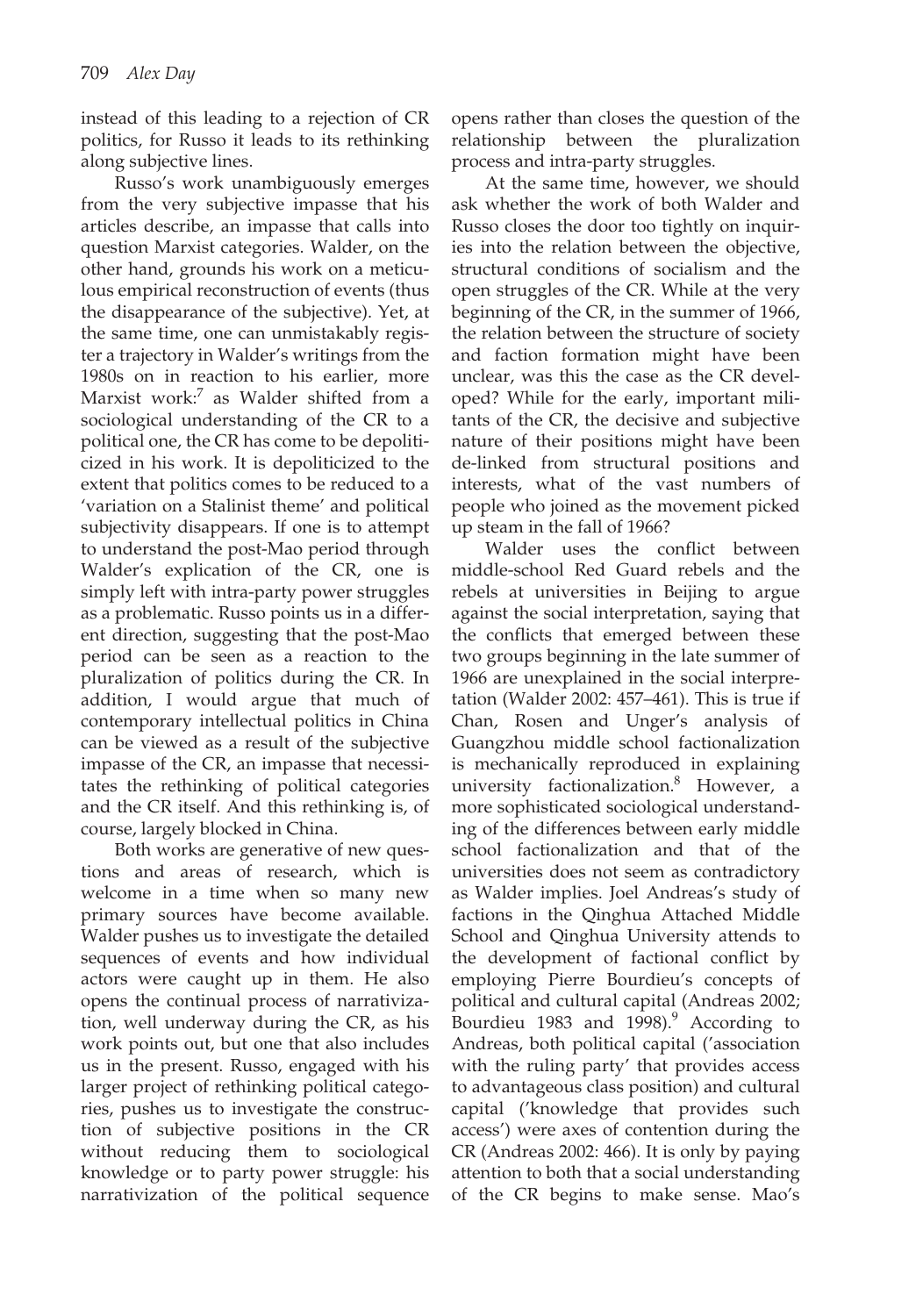instead of this leading to a rejection of CR politics, for Russo it leads to its rethinking along subjective lines.

Russo's work unambiguously emerges from the very subjective impasse that his articles describe, an impasse that calls into question Marxist categories. Walder, on the other hand, grounds his work on a meticulous empirical reconstruction of events (thus the disappearance of the subjective). Yet, at the same time, one can unmistakably register a trajectory in Walder's writings from the 1980s on in reaction to his earlier, more Marxist work:[7] as Walder shifted from a sociological understanding of the CR to a political one, the CR has come to be depoliticized in his work. It is depoliticized to the extent that politics comes to be reduced to a 'variation on a Stalinist theme' and political subjectivity disappears. If one is to attempt to understand the post-Mao period through Walder's explication of the CR, one is simply left with intra-party power struggles as a problematic. Russo points us in a different direction, suggesting that the post-Mao period can be seen as a reaction to the pluralization of politics during the CR. In addition, I would argue that much of contemporary intellectual politics in China can be viewed as a result of the subjective impasse of the CR, an impasse that necessitates the rethinking of political categories and the CR itself. And this rethinking is, of course, largely blocked in China.

Both works are generative of new questions and areas of research, which is welcome in a time when so many new primary sources have become available. Walder pushes us to investigate the detailed sequences of events and how individual actors were caught up in them. He also opens the continual process of narrativization, well underway during the CR, as his work points out, but one that also includes us in the present. Russo, engaged with his larger project of rethinking political categories, pushes us to investigate the construction of subjective positions in the CR without reducing them to sociological knowledge or to party power struggle: his narrativization of the political sequence opens rather than closes the question of the relationship between the pluralization process and intra-party struggles.

At the same time, however, we should ask whether the work of both Walder and Russo closes the door too tightly on inquiries into the relation between the objective, structural conditions of socialism and the open struggles of the CR. While at the very beginning of the CR, in the summer of 1966, the relation between the structure of society and faction formation might have been unclear, was this the case as the CR developed? While for the early, important militants of the CR, the decisive and subjective nature of their positions might have been de-linked from structural positions and interests, what of the vast numbers of people who joined as the movement picked up steam in the fall of 1966?

Walder uses the conflict between middle-school Red Guard rebels and the rebels at universities in Beijing to argue against the social interpretation, saying that the conflicts that emerged between these two groups beginning in the late summer of 1966 are unexplained in the social interpretation (Walder 2002: 457–461). This is true if Chan, Rosen and Unger's analysis of Guangzhou middle school factionalization is mechanically reproduced in explaining university factionalization.[8] However, a more sophisticated sociological understanding of the differences between early middle school factionalization and that of the universities does not seem as contradictory as Walder implies. Joel Andreas's study of factions in the Qinghua Attached Middle School and Qinghua University attends to the development of factional conflict by employing Pierre Bourdieu's concepts of political and cultural capital (Andreas 2002; Bourdieu 1983 and 1998).[9] According to Andreas, both political capital ('association with the ruling party' that provides access to advantageous class position) and cultural capital ('knowledge that provides such access') were axes of contention during the CR (Andreas 2002: 466). It is only by paying attention to both that a social understanding of the CR begins to make sense. Mao's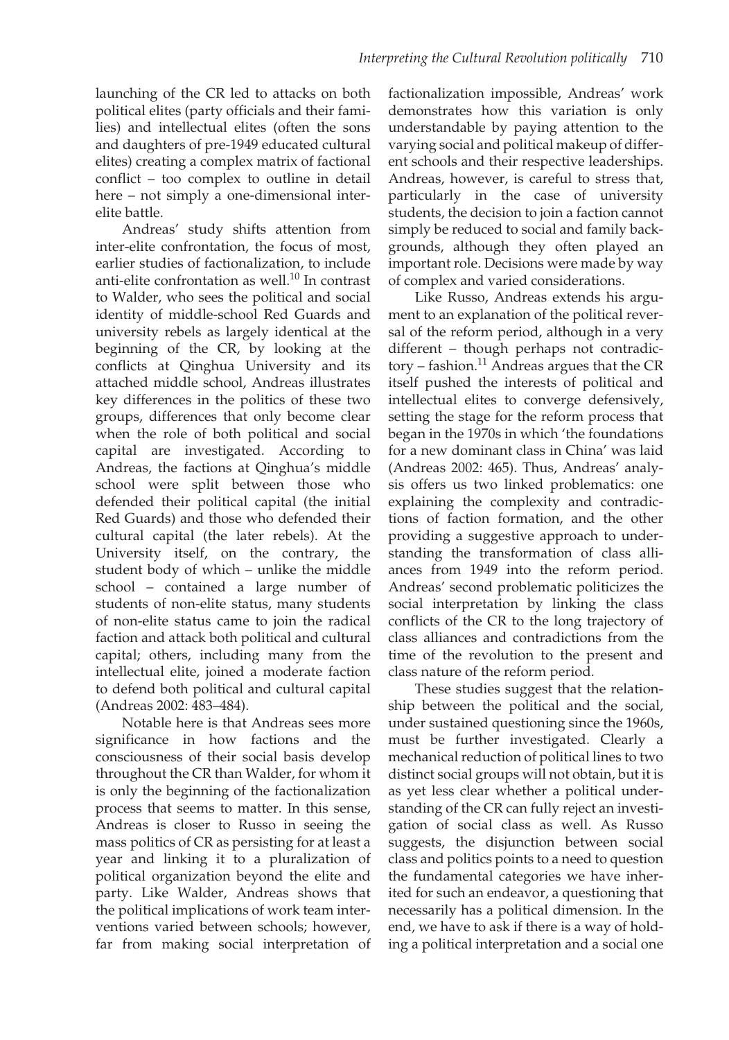launching of the CR led to attacks on both political elites (party officials and their families) and intellectual elites (often the sons and daughters of pre-1949 educated cultural elites) creating a complex matrix of factional conflict – too complex to outline in detail here – not simply a one-dimensional inter-elite battle.

Andreas' study shifts attention from inter-elite confrontation, the focus of most, earlier studies of factionalization, to include anti-elite confrontation as well.[10] In contrast to Walder, who sees the political and social identity of middle-school Red Guards and university rebels as largely identical at the beginning of the CR, by looking at the conflicts at Qinghua University and its attached middle school, Andreas illustrates key differences in the politics of these two groups, differences that only become clear when the role of both political and social capital are investigated. According to Andreas, the factions at Qinghua's middle school were split between those who defended their political capital (the initial Red Guards) and those who defended their cultural capital (the later rebels). At the University itself, on the contrary, the student body of which – unlike the middle school – contained a large number of students of non-elite status, many students of non-elite status came to join the radical faction and attack both political and cultural capital; others, including many from the intellectual elite, joined a moderate faction to defend both political and cultural capital (Andreas 2002: 483–484).

Notable here is that Andreas sees more significance in how factions and the consciousness of their social basis develop throughout the CR than Walder, for whom it is only the beginning of the factionalization process that seems to matter. In this sense, Andreas is closer to Russo in seeing the mass politics of CR as persisting for at least a year and linking it to a pluralization of political organization beyond the elite and party. Like Walder, Andreas shows that the political implications of work team interventions varied between schools; however, far from making social interpretation of factionalization impossible, Andreas' work demonstrates how this variation is only understandable by paying attention to the varying social and political makeup of different schools and their respective leaderships. Andreas, however, is careful to stress that, particularly in the case of university students, the decision to join a faction cannot simply be reduced to social and family backgrounds, although they often played an important role. Decisions were made by way of complex and varied considerations.

Like Russo, Andreas extends his argument to an explanation of the political reversal of the reform period, although in a very different – though perhaps not contradictory – fashion.[11] Andreas argues that the CR itself pushed the interests of political and intellectual elites to converge defensively, setting the stage for the reform process that began in the 1970s in which 'the foundations for a new dominant class in China' was laid (Andreas 2002: 465). Thus, Andreas' analysis offers us two linked problematics: one explaining the complexity and contradictions of faction formation, and the other providing a suggestive approach to understanding the transformation of class alliances from 1949 into the reform period. Andreas' second problematic politicizes the social interpretation by linking the class conflicts of the CR to the long trajectory of class alliances and contradictions from the time of the revolution to the present and class nature of the reform period.

These studies suggest that the relationship between the political and the social, under sustained questioning since the 1960s, must be further investigated. Clearly a mechanical reduction of political lines to two distinct social groups will not obtain, but it is as yet less clear whether a political understanding of the CR can fully reject an investigation of social class as well. As Russo suggests, the disjunction between social class and politics points to a need to question the fundamental categories we have inherited for such an endeavor, a questioning that necessarily has a political dimension. In the end, we have to ask if there is a way of holding a political interpretation and a social one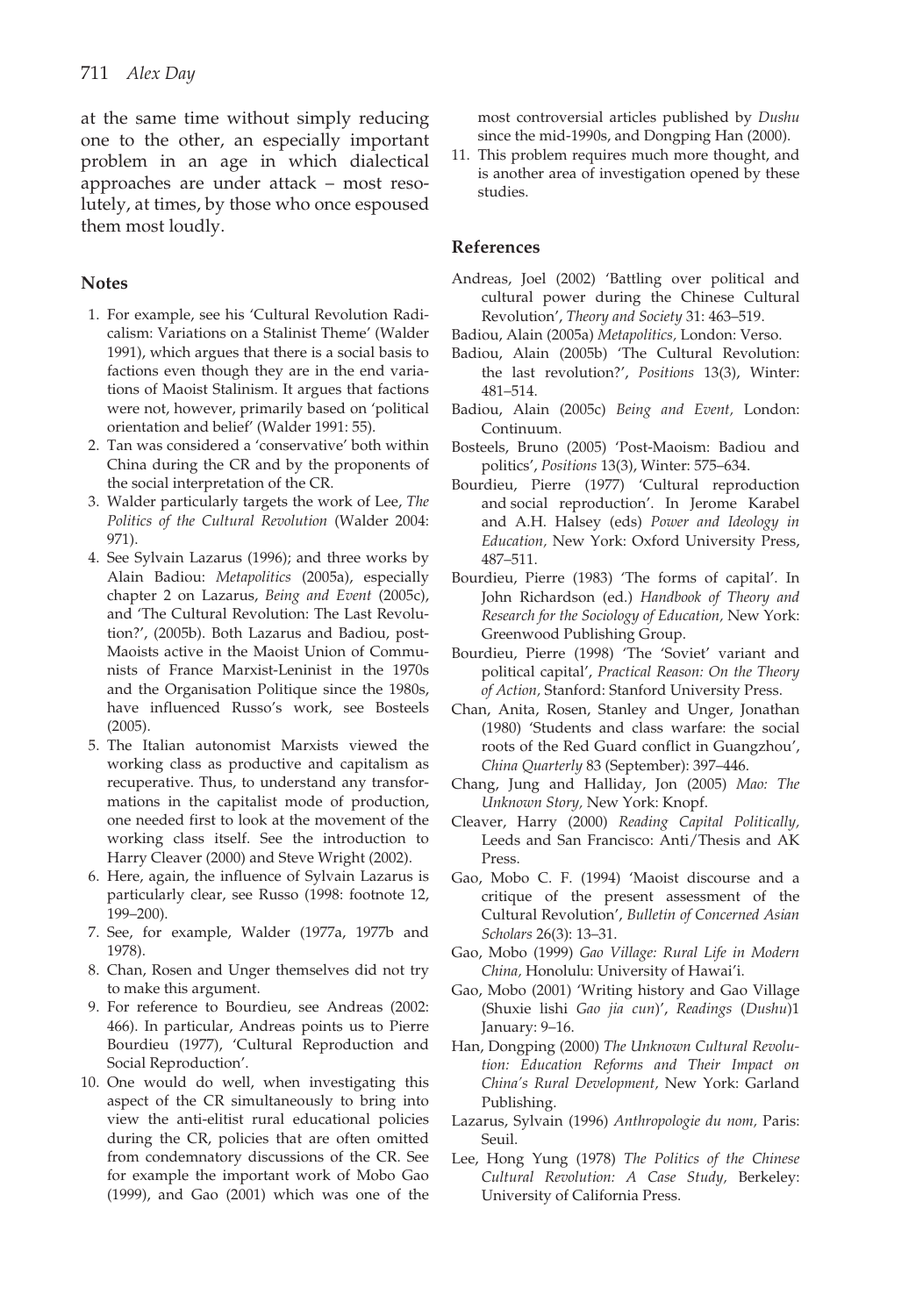at the same time without simply reducing one to the other, an especially important problem in an age in which dialectical approaches are under attack – most resolutely, at times, by those who once espoused them most loudly.

## Notes

1. For example, see his 'Cultural Revolution Radicalism: Variations on a Stalinist Theme' (Walder 1991), which argues that there is a social basis to factions even though they are in the end variations of Maoist Stalinism. It argues that factions were not, however, primarily based on 'political orientation and belief' (Walder 1991: 55).
2. Tan was considered a 'conservative' both within China during the CR and by the proponents of the social interpretation of the CR.
3. Walder particularly targets the work of Lee, *The Politics of the Cultural Revolution* (Walder 2004: 971).
4. See Sylvain Lazarus (1996); and three works by Alain Badiou: *Metapolitics* (2005a), especially chapter 2 on Lazarus, *Being and Event* (2005c), and 'The Cultural Revolution: The Last Revolution?', (2005b). Both Lazarus and Badiou, post-Maoists active in the Maoist Union of Communists of France Marxist-Leninist in the 1970s and the Organisation Politique since the 1980s, have influenced Russo's work, see Bosteels (2005).
5. The Italian autonomist Marxists viewed the working class as productive and capitalism as recuperative. Thus, to understand any transformations in the capitalist mode of production, one needed first to look at the movement of the working class itself. See the introduction to Harry Cleaver (2000) and Steve Wright (2002).
6. Here, again, the influence of Sylvain Lazarus is particularly clear, see Russo (1998: footnote 12, 199–200).
7. See, for example, Walder (1977a, 1977b and 1978).
8. Chan, Rosen and Unger themselves did not try to make this argument.
9. For reference to Bourdieu, see Andreas (2002: 466). In particular, Andreas points us to Pierre Bourdieu (1977), 'Cultural Reproduction and Social Reproduction'.
10. One would do well, when investigating this aspect of the CR simultaneously to bring into view the anti-elitist rural educational policies during the CR, policies that are often omitted from condemnatory discussions of the CR. See for example the important work of Mobo Gao (1999), and Gao (2001) which was one of the most controversial articles published by *Dushu* since the mid-1990s, and Dongping Han (2000).
11. This problem requires much more thought, and is another area of investigation opened by these studies.

## References

Andreas, Joel (2002) 'Battling over political and cultural power during the Chinese Cultural Revolution', *Theory and Society* 31: 463–519.

Badiou, Alain (2005a) *Metapolitics,* London: Verso.

Badiou, Alain (2005b) 'The Cultural Revolution: the last revolution?', *Positions* 13(3), Winter: 481–514.

Badiou, Alain (2005c) *Being and Event,* London: Continuum.

Bosteels, Bruno (2005) 'Post-Maoism: Badiou and politics', *Positions* 13(3), Winter: 575–634.

Bourdieu, Pierre (1977) 'Cultural reproduction and social reproduction'. In Jerome Karabel and A.H. Halsey (eds) *Power and Ideology in Education,* New York: Oxford University Press, 487–511.

Bourdieu, Pierre (1983) 'The forms of capital'. In John Richardson (ed.) *Handbook of Theory and Research for the Sociology of Education,* New York: Greenwood Publishing Group.

Bourdieu, Pierre (1998) 'The 'Soviet' variant and political capital', *Practical Reason: On the Theory of Action,* Stanford: Stanford University Press.

Chan, Anita, Rosen, Stanley and Unger, Jonathan (1980) 'Students and class warfare: the social roots of the Red Guard conflict in Guangzhou', *China Quarterly* 83 (September): 397–446.

Chang, Jung and Halliday, Jon (2005) *Mao: The Unknown Story,* New York: Knopf.

Cleaver, Harry (2000) *Reading Capital Politically,* Leeds and San Francisco: Anti/Thesis and AK Press.

Gao, Mobo C. F. (1994) 'Maoist discourse and a critique of the present assessment of the Cultural Revolution', *Bulletin of Concerned Asian Scholars* 26(3): 13–31.

Gao, Mobo (1999) *Gao Village: Rural Life in Modern China,* Honolulu: University of Hawai'i.

Gao, Mobo (2001) 'Writing history and Gao Village (Shuxie lishi *Gao jia cun*)', *Readings* (*Dushu*)1 January: 9–16.

Han, Dongping (2000) *The Unknown Cultural Revolution: Education Reforms and Their Impact on China's Rural Development,* New York: Garland Publishing.

Lazarus, Sylvain (1996) *Anthropologie du nom,* Paris: Seuil.

Lee, Hong Yung (1978) *The Politics of the Chinese Cultural Revolution: A Case Study,* Berkeley: University of California Press.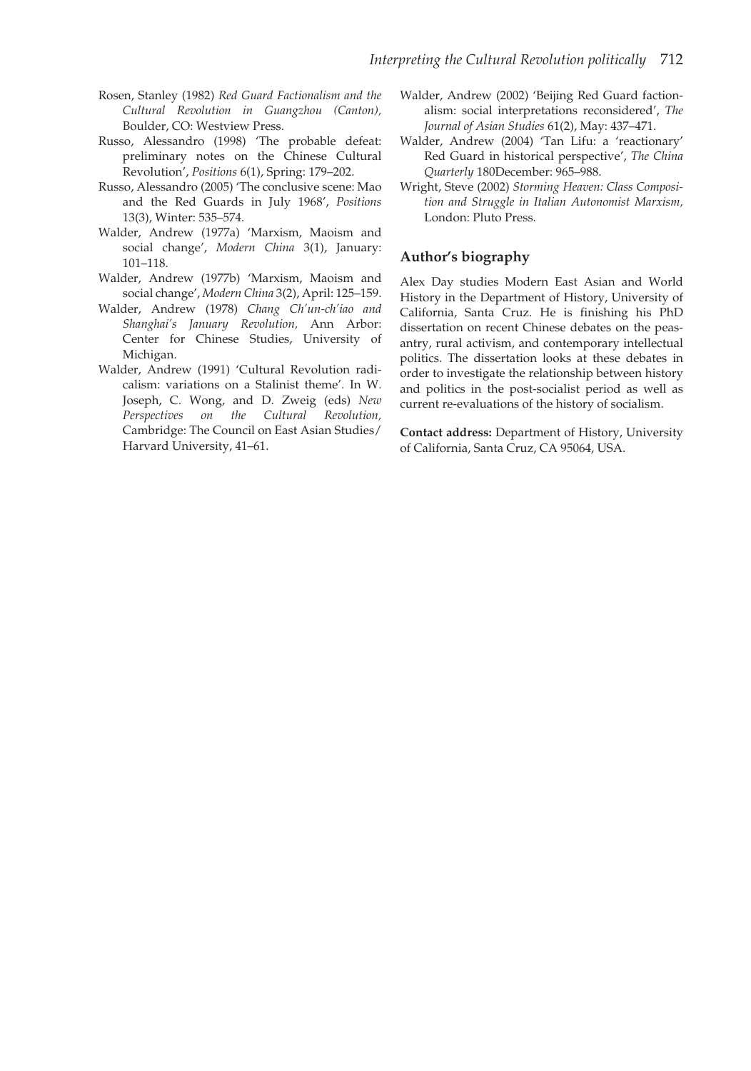Rosen, Stanley (1982) *Red Guard Factionalism and the Cultural Revolution in Guangzhou (Canton),* Boulder, CO: Westview Press.

Russo, Alessandro (1998) 'The probable defeat: preliminary notes on the Chinese Cultural Revolution', *Positions* 6(1), Spring: 179–202.

Russo, Alessandro (2005) 'The conclusive scene: Mao and the Red Guards in July 1968', *Positions* 13(3), Winter: 535–574.

Walder, Andrew (1977a) 'Marxism, Maoism and social change', *Modern China* 3(1), January: 101–118.

Walder, Andrew (1977b) 'Marxism, Maoism and social change', *Modern China* 3(2), April: 125–159.

Walder, Andrew (1978) *Chang Ch'un-ch'iao and Shanghai's January Revolution,* Ann Arbor: Center for Chinese Studies, University of Michigan.

Walder, Andrew (1991) 'Cultural Revolution radicalism: variations on a Stalinist theme'. In W. Joseph, C. Wong, and D. Zweig (eds) *New Perspectives on the Cultural Revolution,* Cambridge: The Council on East Asian Studies/ Harvard University, 41–61.

Walder, Andrew (2002) 'Beijing Red Guard factionalism: social interpretations reconsidered', *The Journal of Asian Studies* 61(2), May: 437–471.

Walder, Andrew (2004) 'Tan Lifu: a 'reactionary' Red Guard in historical perspective', *The China Quarterly* 180December: 965–988.

Wright, Steve (2002) *Storming Heaven: Class Composition and Struggle in Italian Autonomist Marxism,* London: Pluto Press.

## Author's biography

Alex Day studies Modern East Asian and World History in the Department of History, University of California, Santa Cruz. He is finishing his PhD dissertation on recent Chinese debates on the peasantry, rural activism, and contemporary intellectual politics. The dissertation looks at these debates in order to investigate the relationship between history and politics in the post-socialist period as well as current re-evaluations of the history of socialism.

**Contact address:** Department of History, University of California, Santa Cruz, CA 95064, USA.